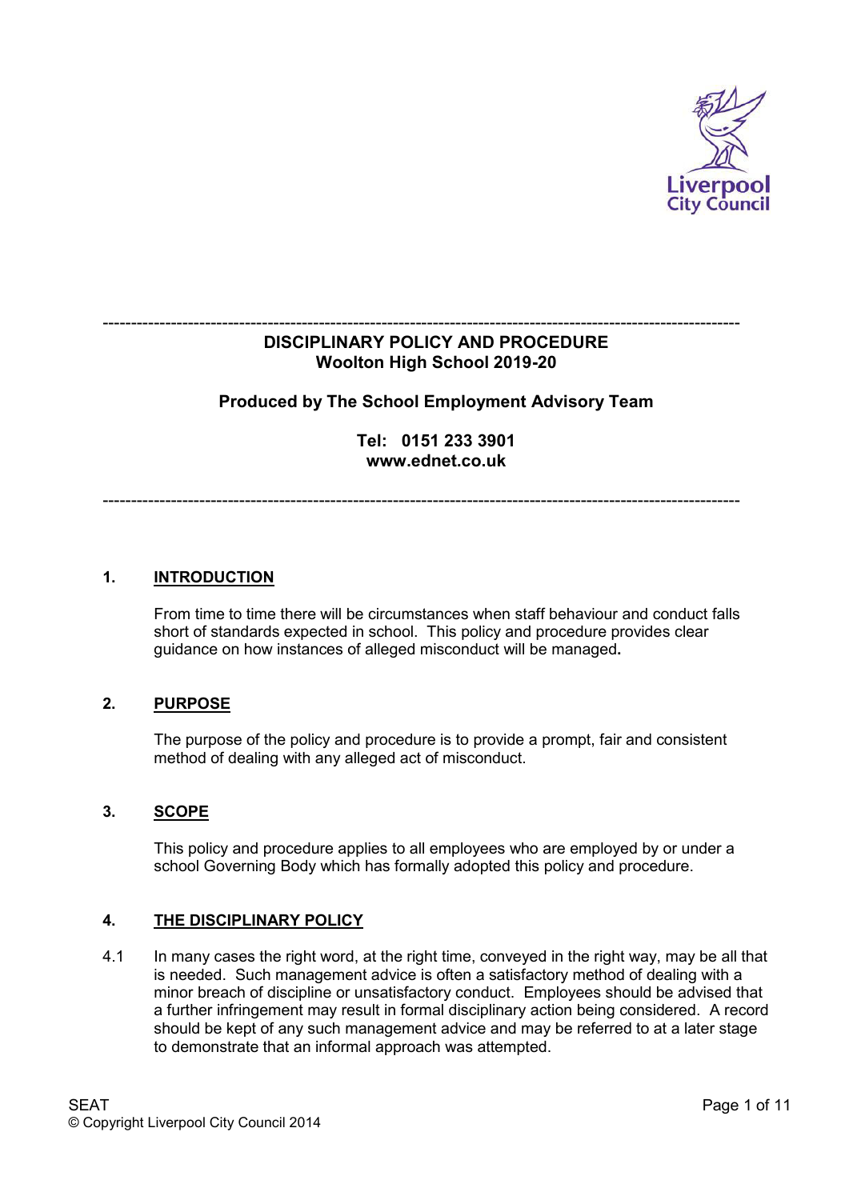# DISCIPLINARY POLICY AND PROCEDURE
## Woolton High School 2019-20

**Produced by The School Employment Advisory Team**

**Tel: 0151 233 3901**
**www.ednet.co.uk**

## 1. INTRODUCTION

From time to time there will be circumstances when staff behaviour and conduct falls short of standards expected in school. This policy and procedure provides clear guidance on how instances of alleged misconduct will be managed.

## 2. PURPOSE

The purpose of the policy and procedure is to provide a prompt, fair and consistent method of dealing with any alleged act of misconduct.

## 3. SCOPE

This policy and procedure applies to all employees who are employed by or under a school Governing Body which has formally adopted this policy and procedure.

## 4. THE DISCIPLINARY POLICY

4.1 In many cases the right word, at the right time, conveyed in the right way, may be all that is needed. Such management advice is often a satisfactory method of dealing with a minor breach of discipline or unsatisfactory conduct. Employees should be advised that a further infringement may result in formal disciplinary action being considered. A record should be kept of any such management advice and may be referred to at a later stage to demonstrate that an informal approach was attempted.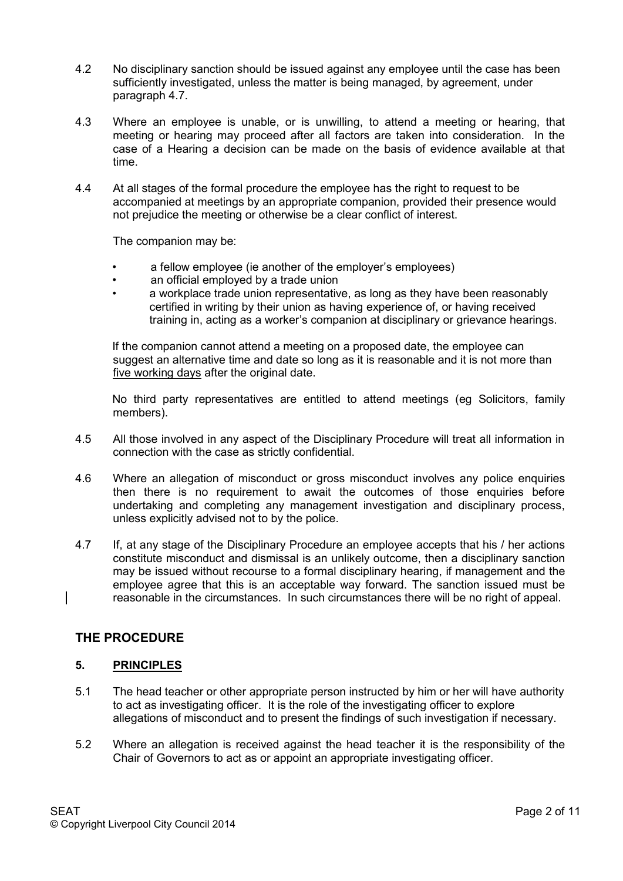4.2 No disciplinary sanction should be issued against any employee until the case has been sufficiently investigated, unless the matter is being managed, by agreement, under paragraph 4.7.

4.3 Where an employee is unable, or is unwilling, to attend a meeting or hearing, that meeting or hearing may proceed after all factors are taken into consideration. In the case of a Hearing a decision can be made on the basis of evidence available at that time.

4.4 At all stages of the formal procedure the employee has the right to request to be accompanied at meetings by an appropriate companion, provided their presence would not prejudice the meeting or otherwise be a clear conflict of interest.

The companion may be:

- a fellow employee (ie another of the employer's employees)
- an official employed by a trade union
- a workplace trade union representative, as long as they have been reasonably certified in writing by their union as having experience of, or having received training in, acting as a worker's companion at disciplinary or grievance hearings.

If the companion cannot attend a meeting on a proposed date, the employee can suggest an alternative time and date so long as it is reasonable and it is not more than five working days after the original date.

No third party representatives are entitled to attend meetings (eg Solicitors, family members).

4.5 All those involved in any aspect of the Disciplinary Procedure will treat all information in connection with the case as strictly confidential.

4.6 Where an allegation of misconduct or gross misconduct involves any police enquiries then there is no requirement to await the outcomes of those enquiries before undertaking and completing any management investigation and disciplinary process, unless explicitly advised not to by the police.

4.7 If, at any stage of the Disciplinary Procedure an employee accepts that his / her actions constitute misconduct and dismissal is an unlikely outcome, then a disciplinary sanction may be issued without recourse to a formal disciplinary hearing, if management and the employee agree that this is an acceptable way forward. The sanction issued must be reasonable in the circumstances. In such circumstances there will be no right of appeal.

## THE PROCEDURE

### 5. PRINCIPLES

5.1 The head teacher or other appropriate person instructed by him or her will have authority to act as investigating officer. It is the role of the investigating officer to explore allegations of misconduct and to present the findings of such investigation if necessary.

5.2 Where an allegation is received against the head teacher it is the responsibility of the Chair of Governors to act as or appoint an appropriate investigating officer.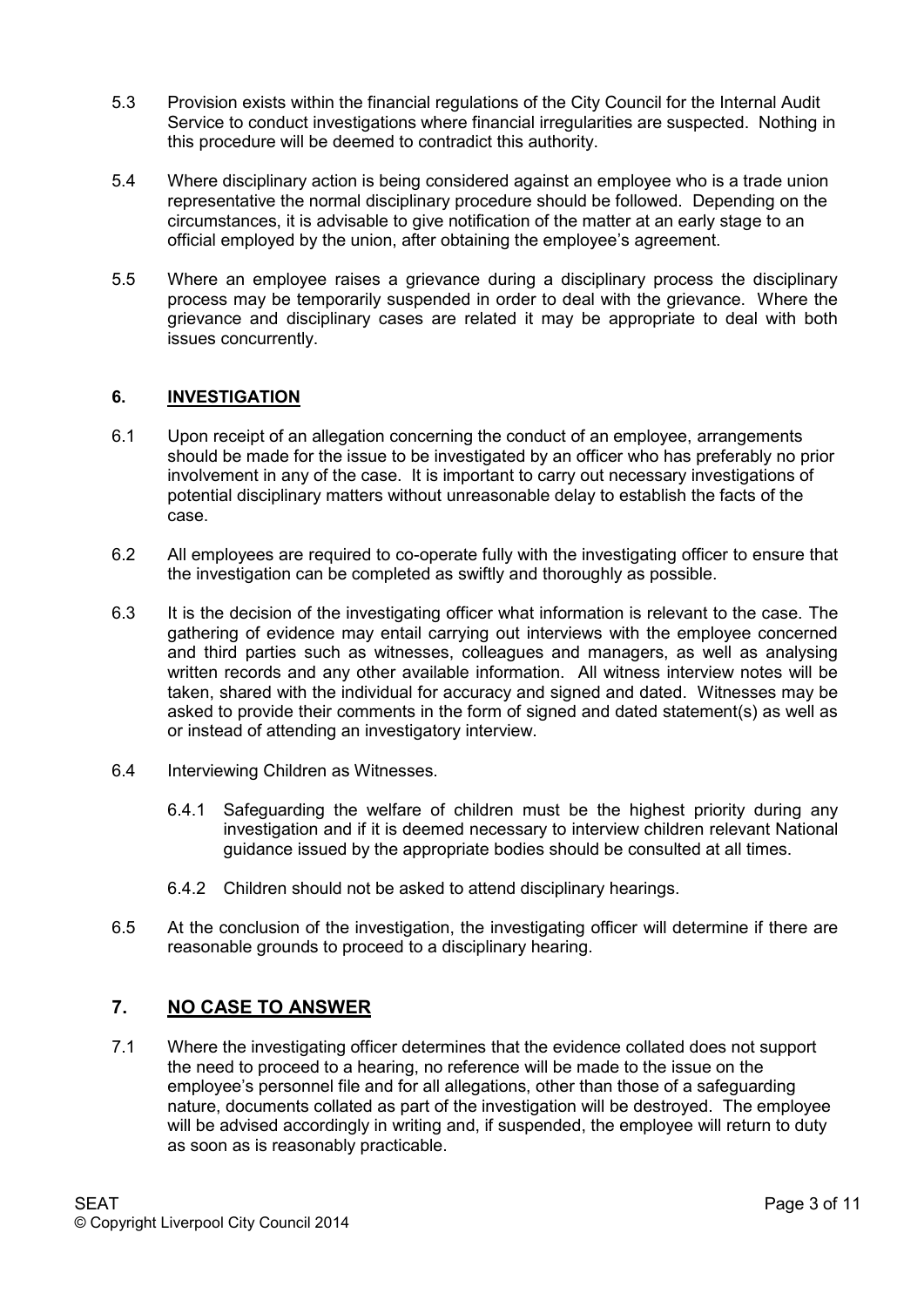5.3 Provision exists within the financial regulations of the City Council for the Internal Audit Service to conduct investigations where financial irregularities are suspected. Nothing in this procedure will be deemed to contradict this authority.

5.4 Where disciplinary action is being considered against an employee who is a trade union representative the normal disciplinary procedure should be followed. Depending on the circumstances, it is advisable to give notification of the matter at an early stage to an official employed by the union, after obtaining the employee's agreement.

5.5 Where an employee raises a grievance during a disciplinary process the disciplinary process may be temporarily suspended in order to deal with the grievance. Where the grievance and disciplinary cases are related it may be appropriate to deal with both issues concurrently.

## 6. INVESTIGATION

6.1 Upon receipt of an allegation concerning the conduct of an employee, arrangements should be made for the issue to be investigated by an officer who has preferably no prior involvement in any of the case. It is important to carry out necessary investigations of potential disciplinary matters without unreasonable delay to establish the facts of the case.

6.2 All employees are required to co-operate fully with the investigating officer to ensure that the investigation can be completed as swiftly and thoroughly as possible.

6.3 It is the decision of the investigating officer what information is relevant to the case. The gathering of evidence may entail carrying out interviews with the employee concerned and third parties such as witnesses, colleagues and managers, as well as analysing written records and any other available information. All witness interview notes will be taken, shared with the individual for accuracy and signed and dated. Witnesses may be asked to provide their comments in the form of signed and dated statement(s) as well as or instead of attending an investigatory interview.

6.4 Interviewing Children as Witnesses.

6.4.1 Safeguarding the welfare of children must be the highest priority during any investigation and if it is deemed necessary to interview children relevant National guidance issued by the appropriate bodies should be consulted at all times.

6.4.2 Children should not be asked to attend disciplinary hearings.

6.5 At the conclusion of the investigation, the investigating officer will determine if there are reasonable grounds to proceed to a disciplinary hearing.

## 7. NO CASE TO ANSWER

7.1 Where the investigating officer determines that the evidence collated does not support the need to proceed to a hearing, no reference will be made to the issue on the employee's personnel file and for all allegations, other than those of a safeguarding nature, documents collated as part of the investigation will be destroyed. The employee will be advised accordingly in writing and, if suspended, the employee will return to duty as soon as is reasonably practicable.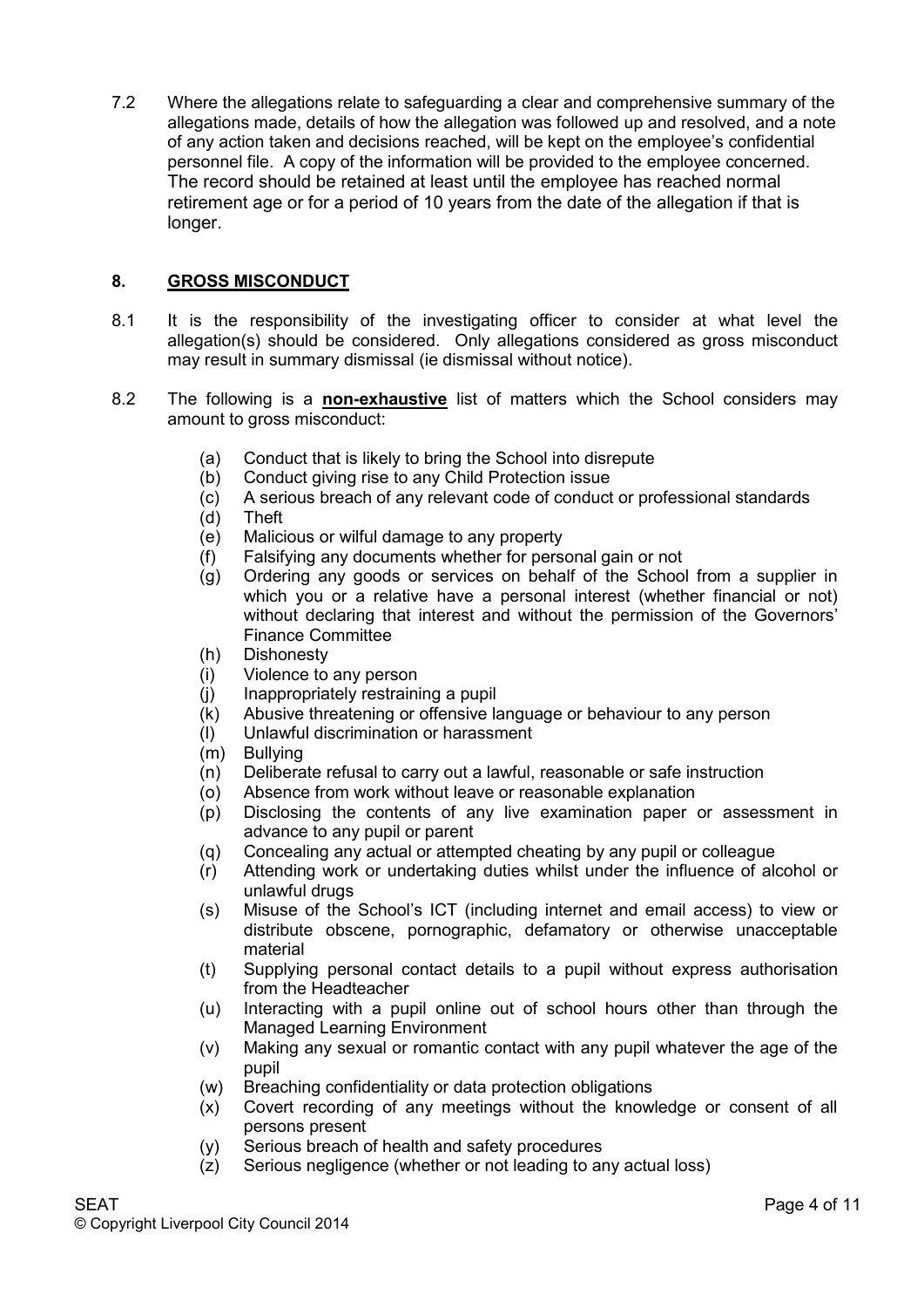7.2 Where the allegations relate to safeguarding a clear and comprehensive summary of the allegations made, details of how the allegation was followed up and resolved, and a note of any action taken and decisions reached, will be kept on the employee's confidential personnel file. A copy of the information will be provided to the employee concerned. The record should be retained at least until the employee has reached normal retirement age or for a period of 10 years from the date of the allegation if that is longer.

## 8. GROSS MISCONDUCT

8.1 It is the responsibility of the investigating officer to consider at what level the allegation(s) should be considered. Only allegations considered as gross misconduct may result in summary dismissal (ie dismissal without notice).

8.2 The following is a **non-exhaustive** list of matters which the School considers may amount to gross misconduct:

(a) Conduct that is likely to bring the School into disrepute
(b) Conduct giving rise to any Child Protection issue
(c) A serious breach of any relevant code of conduct or professional standards
(d) Theft
(e) Malicious or wilful damage to any property
(f) Falsifying any documents whether for personal gain or not
(g) Ordering any goods or services on behalf of the School from a supplier in which you or a relative have a personal interest (whether financial or not) without declaring that interest and without the permission of the Governors' Finance Committee
(h) Dishonesty
(i) Violence to any person
(j) Inappropriately restraining a pupil
(k) Abusive threatening or offensive language or behaviour to any person
(l) Unlawful discrimination or harassment
(m) Bullying
(n) Deliberate refusal to carry out a lawful, reasonable or safe instruction
(o) Absence from work without leave or reasonable explanation
(p) Disclosing the contents of any live examination paper or assessment in advance to any pupil or parent
(q) Concealing any actual or attempted cheating by any pupil or colleague
(r) Attending work or undertaking duties whilst under the influence of alcohol or unlawful drugs
(s) Misuse of the School's ICT (including internet and email access) to view or distribute obscene, pornographic, defamatory or otherwise unacceptable material
(t) Supplying personal contact details to a pupil without express authorisation from the Headteacher
(u) Interacting with a pupil online out of school hours other than through the Managed Learning Environment
(v) Making any sexual or romantic contact with any pupil whatever the age of the pupil
(w) Breaching confidentiality or data protection obligations
(x) Covert recording of any meetings without the knowledge or consent of all persons present
(y) Serious breach of health and safety procedures
(z) Serious negligence (whether or not leading to any actual loss)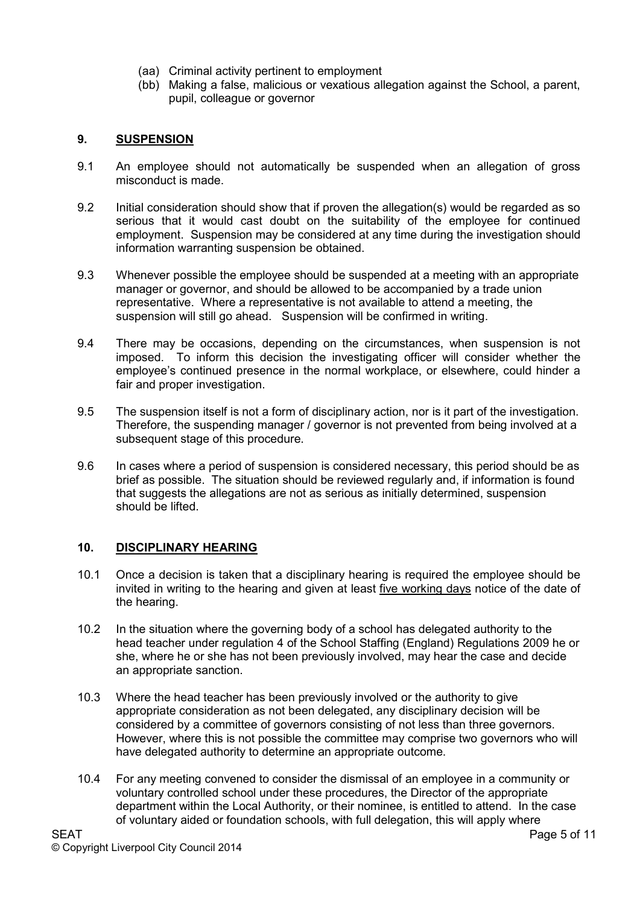(aa) Criminal activity pertinent to employment

(bb) Making a false, malicious or vexatious allegation against the School, a parent, pupil, colleague or governor

## 9. **SUSPENSION**

9.1 An employee should not automatically be suspended when an allegation of gross misconduct is made.

9.2 Initial consideration should show that if proven the allegation(s) would be regarded as so serious that it would cast doubt on the suitability of the employee for continued employment. Suspension may be considered at any time during the investigation should information warranting suspension be obtained.

9.3 Whenever possible the employee should be suspended at a meeting with an appropriate manager or governor, and should be allowed to be accompanied by a trade union representative. Where a representative is not available to attend a meeting, the suspension will still go ahead. Suspension will be confirmed in writing.

9.4 There may be occasions, depending on the circumstances, when suspension is not imposed. To inform this decision the investigating officer will consider whether the employee's continued presence in the normal workplace, or elsewhere, could hinder a fair and proper investigation.

9.5 The suspension itself is not a form of disciplinary action, nor is it part of the investigation. Therefore, the suspending manager / governor is not prevented from being involved at a subsequent stage of this procedure.

9.6 In cases where a period of suspension is considered necessary, this period should be as brief as possible. The situation should be reviewed regularly and, if information is found that suggests the allegations are not as serious as initially determined, suspension should be lifted.

## 10. **DISCIPLINARY HEARING**

10.1 Once a decision is taken that a disciplinary hearing is required the employee should be invited in writing to the hearing and given at least <u>five working days</u> notice of the date of the hearing.

10.2 In the situation where the governing body of a school has delegated authority to the head teacher under regulation 4 of the School Staffing (England) Regulations 2009 he or she, where he or she has not been previously involved, may hear the case and decide an appropriate sanction.

10.3 Where the head teacher has been previously involved or the authority to give appropriate consideration as not been delegated, any disciplinary decision will be considered by a committee of governors consisting of not less than three governors. However, where this is not possible the committee may comprise two governors who will have delegated authority to determine an appropriate outcome.

10.4 For any meeting convened to consider the dismissal of an employee in a community or voluntary controlled school under these procedures, the Director of the appropriate department within the Local Authority, or their nominee, is entitled to attend. In the case of voluntary aided or foundation schools, with full delegation, this will apply where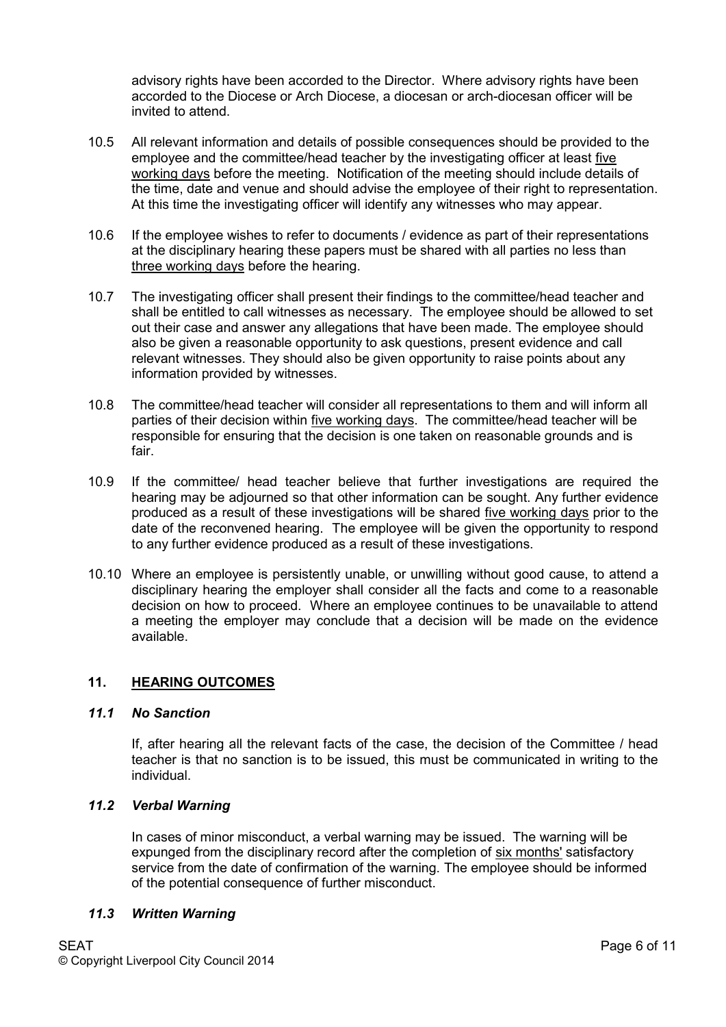advisory rights have been accorded to the Director. Where advisory rights have been accorded to the Diocese or Arch Diocese, a diocesan or arch-diocesan officer will be invited to attend.

10.5 All relevant information and details of possible consequences should be provided to the employee and the committee/head teacher by the investigating officer at least five working days before the meeting. Notification of the meeting should include details of the time, date and venue and should advise the employee of their right to representation. At this time the investigating officer will identify any witnesses who may appear.

10.6 If the employee wishes to refer to documents / evidence as part of their representations at the disciplinary hearing these papers must be shared with all parties no less than three working days before the hearing.

10.7 The investigating officer shall present their findings to the committee/head teacher and shall be entitled to call witnesses as necessary. The employee should be allowed to set out their case and answer any allegations that have been made. The employee should also be given a reasonable opportunity to ask questions, present evidence and call relevant witnesses. They should also be given opportunity to raise points about any information provided by witnesses.

10.8 The committee/head teacher will consider all representations to them and will inform all parties of their decision within five working days. The committee/head teacher will be responsible for ensuring that the decision is one taken on reasonable grounds and is fair.

10.9 If the committee/ head teacher believe that further investigations are required the hearing may be adjourned so that other information can be sought. Any further evidence produced as a result of these investigations will be shared five working days prior to the date of the reconvened hearing. The employee will be given the opportunity to respond to any further evidence produced as a result of these investigations.

10.10 Where an employee is persistently unable, or unwilling without good cause, to attend a disciplinary hearing the employer shall consider all the facts and come to a reasonable decision on how to proceed. Where an employee continues to be unavailable to attend a meeting the employer may conclude that a decision will be made on the evidence available.

## 11. HEARING OUTCOMES

### *11.1 No Sanction*

If, after hearing all the relevant facts of the case, the decision of the Committee / head teacher is that no sanction is to be issued, this must be communicated in writing to the individual.

### *11.2 Verbal Warning*

In cases of minor misconduct, a verbal warning may be issued. The warning will be expunged from the disciplinary record after the completion of six months' satisfactory service from the date of confirmation of the warning. The employee should be informed of the potential consequence of further misconduct.

### *11.3 Written Warning*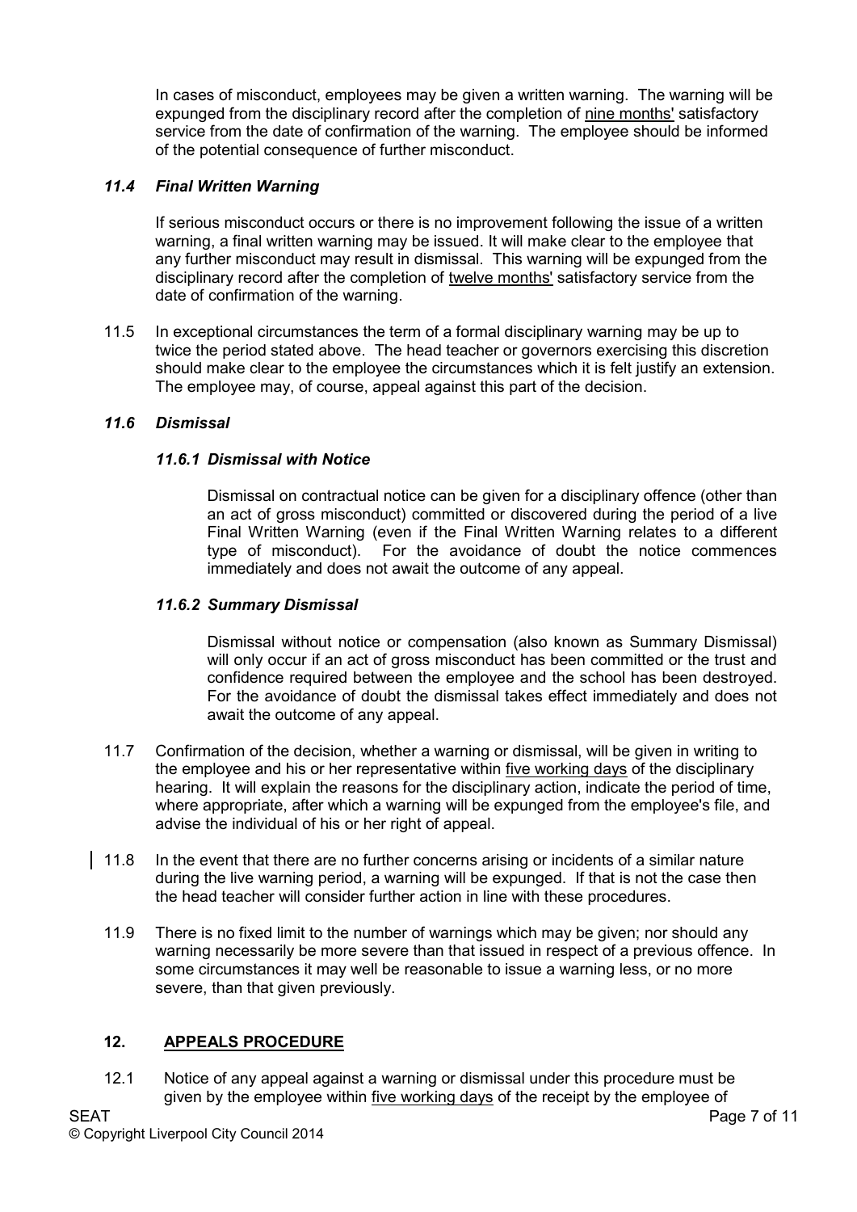In cases of misconduct, employees may be given a written warning. The warning will be expunged from the disciplinary record after the completion of nine months' satisfactory service from the date of confirmation of the warning. The employee should be informed of the potential consequence of further misconduct.

### *11.4 Final Written Warning*

If serious misconduct occurs or there is no improvement following the issue of a written warning, a final written warning may be issued. It will make clear to the employee that any further misconduct may result in dismissal. This warning will be expunged from the disciplinary record after the completion of twelve months' satisfactory service from the date of confirmation of the warning.

11.5 In exceptional circumstances the term of a formal disciplinary warning may be up to twice the period stated above. The head teacher or governors exercising this discretion should make clear to the employee the circumstances which it is felt justify an extension. The employee may, of course, appeal against this part of the decision.

### *11.6 Dismissal*

#### *11.6.1 Dismissal with Notice*

Dismissal on contractual notice can be given for a disciplinary offence (other than an act of gross misconduct) committed or discovered during the period of a live Final Written Warning (even if the Final Written Warning relates to a different type of misconduct). For the avoidance of doubt the notice commences immediately and does not await the outcome of any appeal.

#### *11.6.2 Summary Dismissal*

Dismissal without notice or compensation (also known as Summary Dismissal) will only occur if an act of gross misconduct has been committed or the trust and confidence required between the employee and the school has been destroyed. For the avoidance of doubt the dismissal takes effect immediately and does not await the outcome of any appeal.

11.7 Confirmation of the decision, whether a warning or dismissal, will be given in writing to the employee and his or her representative within five working days of the disciplinary hearing. It will explain the reasons for the disciplinary action, indicate the period of time, where appropriate, after which a warning will be expunged from the employee's file, and advise the individual of his or her right of appeal.

11.8 In the event that there are no further concerns arising or incidents of a similar nature during the live warning period, a warning will be expunged. If that is not the case then the head teacher will consider further action in line with these procedures.

11.9 There is no fixed limit to the number of warnings which may be given; nor should any warning necessarily be more severe than that issued in respect of a previous offence. In some circumstances it may well be reasonable to issue a warning less, or no more severe, than that given previously.

## 12. APPEALS PROCEDURE

12.1 Notice of any appeal against a warning or dismissal under this procedure must be given by the employee within five working days of the receipt by the employee of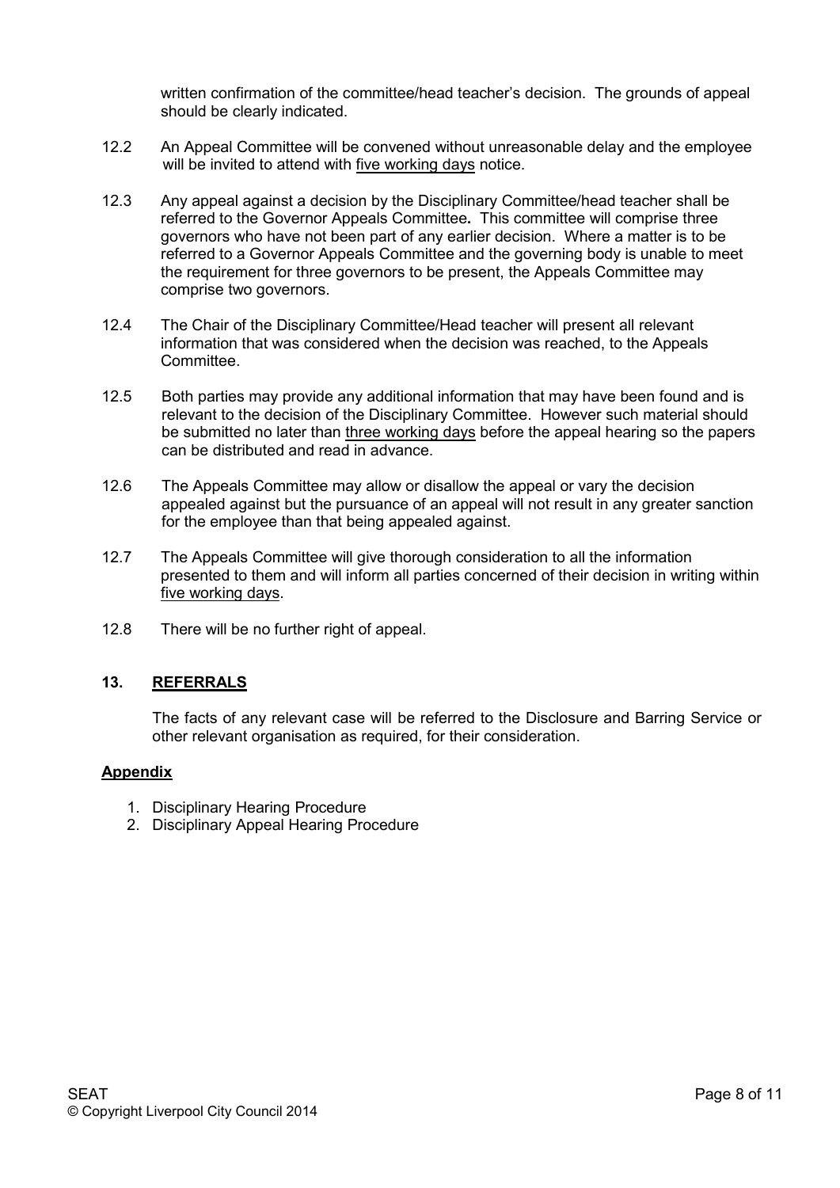written confirmation of the committee/head teacher's decision. The grounds of appeal should be clearly indicated.

12.2 An Appeal Committee will be convened without unreasonable delay and the employee will be invited to attend with <u>five working days</u> notice.

12.3 Any appeal against a decision by the Disciplinary Committee/head teacher shall be referred to the Governor Appeals Committee**.** This committee will comprise three governors who have not been part of any earlier decision. Where a matter is to be referred to a Governor Appeals Committee and the governing body is unable to meet the requirement for three governors to be present, the Appeals Committee may comprise two governors.

12.4 The Chair of the Disciplinary Committee/Head teacher will present all relevant information that was considered when the decision was reached, to the Appeals Committee.

12.5 Both parties may provide any additional information that may have been found and is relevant to the decision of the Disciplinary Committee. However such material should be submitted no later than <u>three working days</u> before the appeal hearing so the papers can be distributed and read in advance.

12.6 The Appeals Committee may allow or disallow the appeal or vary the decision appealed against but the pursuance of an appeal will not result in any greater sanction for the employee than that being appealed against.

12.7 The Appeals Committee will give thorough consideration to all the information presented to them and will inform all parties concerned of their decision in writing within <u>five working days</u>.

12.8 There will be no further right of appeal.

## 13. REFERRALS

The facts of any relevant case will be referred to the Disclosure and Barring Service or other relevant organisation as required, for their consideration.

**Appendix**

1. Disciplinary Hearing Procedure
2. Disciplinary Appeal Hearing Procedure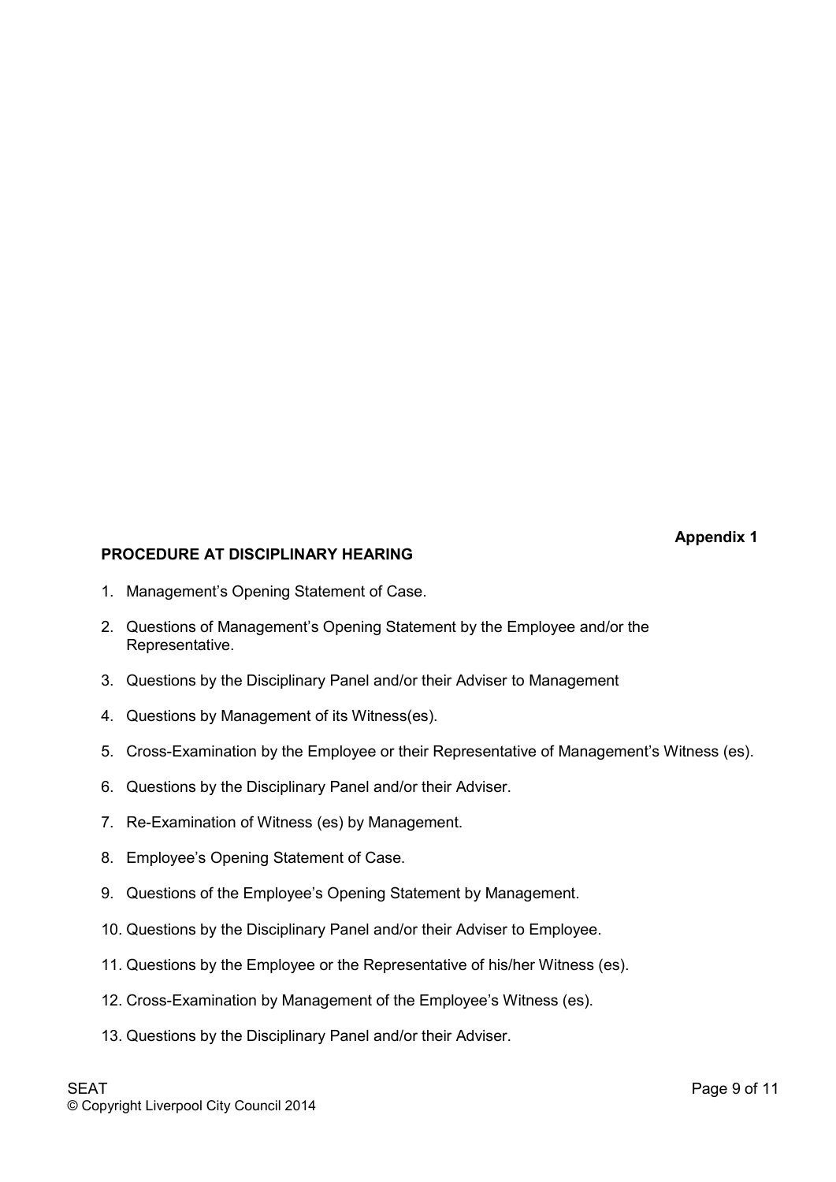**Appendix 1**

## PROCEDURE AT DISCIPLINARY HEARING

1. Management's Opening Statement of Case.
2. Questions of Management's Opening Statement by the Employee and/or the Representative.
3. Questions by the Disciplinary Panel and/or their Adviser to Management
4. Questions by Management of its Witness(es).
5. Cross-Examination by the Employee or their Representative of Management's Witness (es).
6. Questions by the Disciplinary Panel and/or their Adviser.
7. Re-Examination of Witness (es) by Management.
8. Employee's Opening Statement of Case.
9. Questions of the Employee's Opening Statement by Management.
10. Questions by the Disciplinary Panel and/or their Adviser to Employee.
11. Questions by the Employee or the Representative of his/her Witness (es).
12. Cross-Examination by Management of the Employee's Witness (es).
13. Questions by the Disciplinary Panel and/or their Adviser.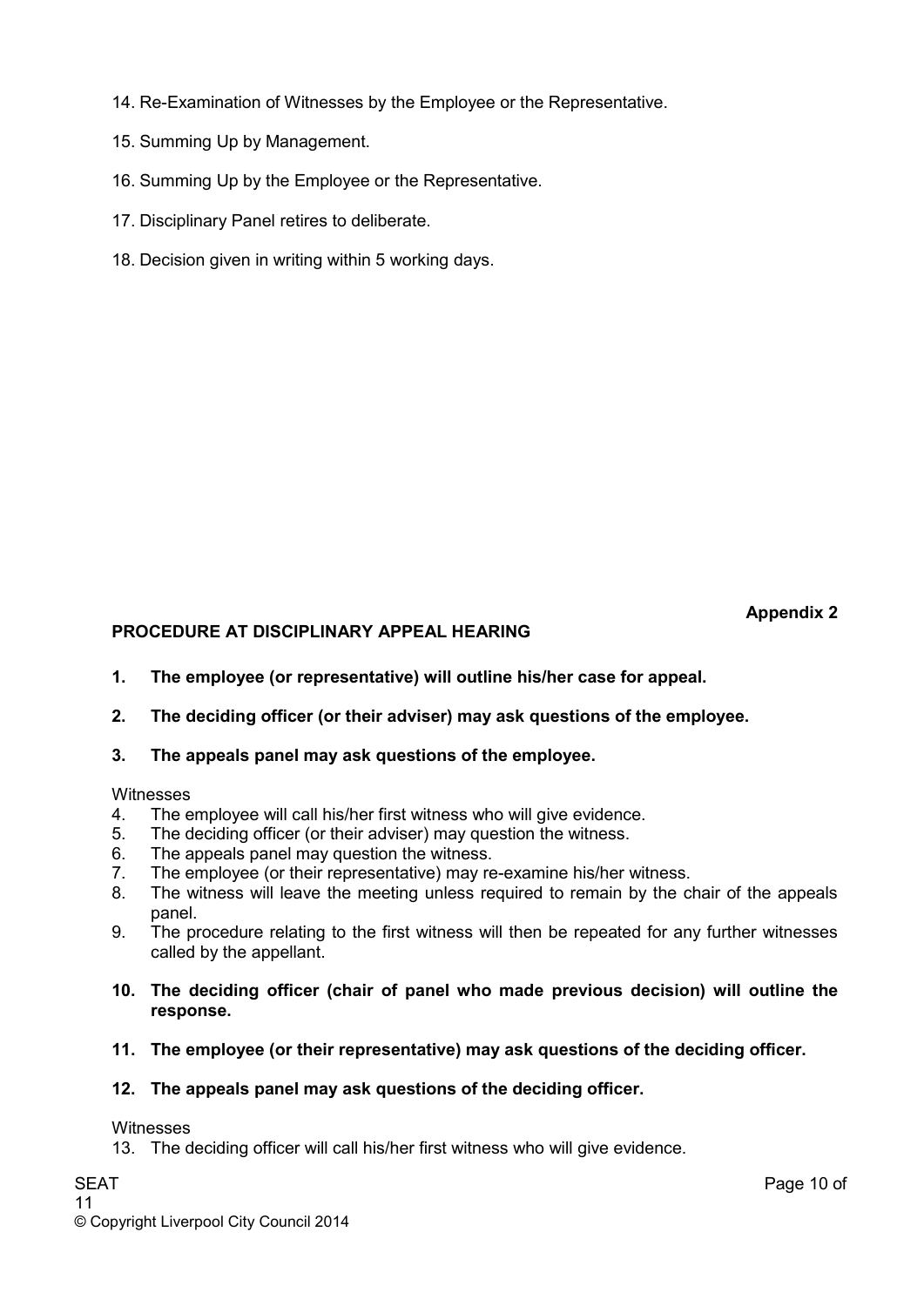14. Re-Examination of Witnesses by the Employee or the Representative.
15. Summing Up by Management.
16. Summing Up by the Employee or the Representative.
17. Disciplinary Panel retires to deliberate.
18. Decision given in writing within 5 working days.

**Appendix 2**

## PROCEDURE AT DISCIPLINARY APPEAL HEARING

**1. The employee (or representative) will outline his/her case for appeal.**

**2. The deciding officer (or their adviser) may ask questions of the employee.**

**3. The appeals panel may ask questions of the employee.**

Witnesses

4. The employee will call his/her first witness who will give evidence.
5. The deciding officer (or their adviser) may question the witness.
6. The appeals panel may question the witness.
7. The employee (or their representative) may re-examine his/her witness.
8. The witness will leave the meeting unless required to remain by the chair of the appeals panel.
9. The procedure relating to the first witness will then be repeated for any further witnesses called by the appellant.

**10. The deciding officer (chair of panel who made previous decision) will outline the response.**

**11. The employee (or their representative) may ask questions of the deciding officer.**

**12. The appeals panel may ask questions of the deciding officer.**

Witnesses

13. The deciding officer will call his/her first witness who will give evidence.

© Copyright Liverpool City Council 2014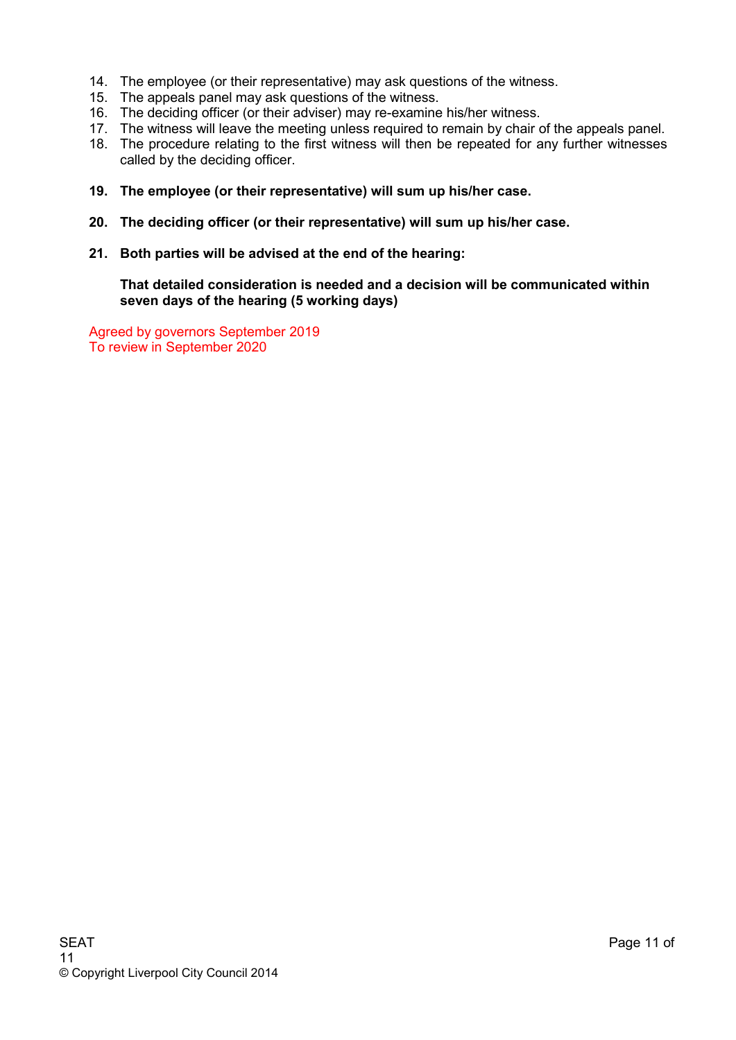14. The employee (or their representative) may ask questions of the witness.
15. The appeals panel may ask questions of the witness.
16. The deciding officer (or their adviser) may re-examine his/her witness.
17. The witness will leave the meeting unless required to remain by chair of the appeals panel.
18. The procedure relating to the first witness will then be repeated for any further witnesses called by the deciding officer.

19. **The employee (or their representative) will sum up his/her case.**

20. **The deciding officer (or their representative) will sum up his/her case.**

21. **Both parties will be advised at the end of the hearing:**

    **That detailed consideration is needed and a decision will be communicated within seven days of the hearing (5 working days)**

Agreed by governors September 2019
To review in September 2020

SEAT
© Copyright Liverpool City Council 2014